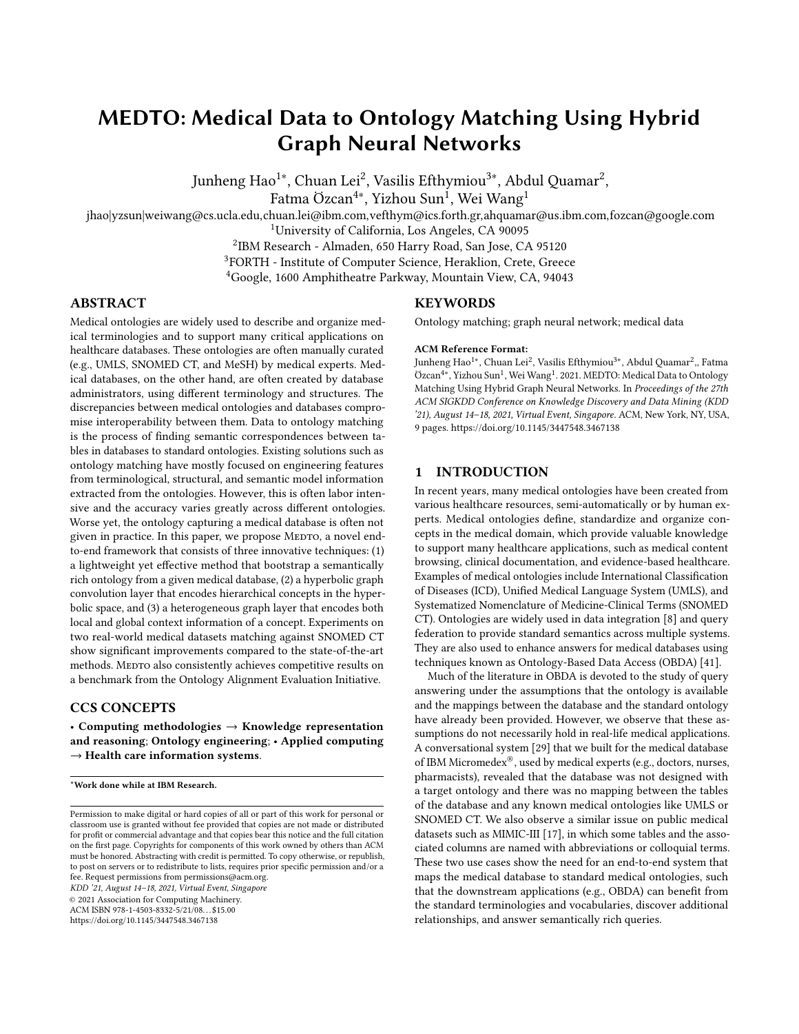# MEDTO: Medical Data to Ontology Matching Using Hybrid Graph Neural Networks

Junheng Hao[1*], Chuan Lei[2], Vasilis Efthymiou[3*], Abdul Quamar[2], Fatma Özcan[4*], Yizhou Sun[1], Wei Wang[1]

jhao|yzsun|weiwang@cs.ucla.edu,chuan.lei@ibm.com,vefthym@ics.forth.gr,ahquamar@us.ibm.com,fozcan@google.com

[1]University of California, Los Angeles, CA 90095

[2]IBM Research - Almaden, 650 Harry Road, San Jose, CA 95120

[3]FORTH - Institute of Computer Science, Heraklion, Crete, Greece

[4]Google, 1600 Amphitheatre Parkway, Mountain View, CA, 94043

## ABSTRACT

Medical ontologies are widely used to describe and organize medical terminologies and to support many critical applications on healthcare databases. These ontologies are often manually curated (e.g., UMLS, SNOMED CT, and MeSH) by medical experts. Medical databases, on the other hand, are often created by database administrators, using different terminology and structures. The discrepancies between medical ontologies and databases compromise interoperability between them. Data to ontology matching is the process of finding semantic correspondences between tables in databases to standard ontologies. Existing solutions such as ontology matching have mostly focused on engineering features from terminological, structural, and semantic model information extracted from the ontologies. However, this is often labor intensive and the accuracy varies greatly across different ontologies. Worse yet, the ontology capturing a medical database is often not given in practice. In this paper, we propose MEDTO, a novel end-to-end framework that consists of three innovative techniques: (1) a lightweight yet effective method that bootstrap a semantically rich ontology from a given medical database, (2) a hyperbolic graph convolution layer that encodes hierarchical concepts in the hyperbolic space, and (3) a heterogeneous graph layer that encodes both local and global context information of a concept. Experiments on two real-world medical datasets matching against SNOMED CT show significant improvements compared to the state-of-the-art methods. MEDTO also consistently achieves competitive results on a benchmark from the Ontology Alignment Evaluation Initiative.

## CCS CONCEPTS

• **Computing methodologies → Knowledge representation and reasoning**; **Ontology engineering**; • **Applied computing → Health care information systems**.

## KEYWORDS

Ontology matching; graph neural network; medical data

**ACM Reference Format:**

Junheng Hao[1*], Chuan Lei[2], Vasilis Efthymiou[3*], Abdul Quamar[2],, Fatma Özcan[4*], Yizhou Sun[1], Wei Wang[1]. 2021. MEDTO: Medical Data to Ontology Matching Using Hybrid Graph Neural Networks. In *Proceedings of the 27th ACM SIGKDD Conference on Knowledge Discovery and Data Mining (KDD '21), August 14–18, 2021, Virtual Event, Singapore.* ACM, New York, NY, USA, 9 pages. https://doi.org/10.1145/3447548.3467138

## 1 INTRODUCTION

In recent years, many medical ontologies have been created from various healthcare resources, semi-automatically or by human experts. Medical ontologies define, standardize and organize concepts in the medical domain, which provide valuable knowledge to support many healthcare applications, such as medical content browsing, clinical documentation, and evidence-based healthcare. Examples of medical ontologies include International Classification of Diseases (ICD), Unified Medical Language System (UMLS), and Systematized Nomenclature of Medicine-Clinical Terms (SNOMED CT). Ontologies are widely used in data integration [8] and query federation to provide standard semantics across multiple systems. They are also used to enhance answers for medical databases using techniques known as Ontology-Based Data Access (OBDA) [41].

Much of the literature in OBDA is devoted to the study of query answering under the assumptions that the ontology is available and the mappings between the database and the standard ontology have already been provided. However, we observe that these assumptions do not necessarily hold in real-life medical applications. A conversational system [29] that we built for the medical database of IBM Micromedex®, used by medical experts (e.g., doctors, nurses, pharmacists), revealed that the database was not designed with a target ontology and there was no mapping between the tables of the database and any known medical ontologies like UMLS or SNOMED CT. We also observe a similar issue on public medical datasets such as MIMIC-III [17], in which some tables and the associated columns are named with abbreviations or colloquial terms. These two use cases show the need for an end-to-end system that maps the medical database to standard medical ontologies, such that the downstream applications (e.g., OBDA) can benefit from the standard terminologies and vocabularies, discover additional relationships, and answer semantically rich queries.

*Work done while at IBM Research.

Permission to make digital or hard copies of all or part of this work for personal or classroom use is granted without fee provided that copies are not made or distributed for profit or commercial advantage and that copies bear this notice and the full citation on the first page. Copyrights for components of this work owned by others than ACM must be honored. Abstracting with credit is permitted. To copy otherwise, or republish, to post on servers or to redistribute to lists, requires prior specific permission and/or a fee. Request permissions from permissions@acm.org.

*KDD '21, August 14–18, 2021, Virtual Event, Singapore*

© 2021 Association for Computing Machinery.

ACM ISBN 978-1-4503-8332-5/21/08...$15.00

https://doi.org/10.1145/3447548.3467138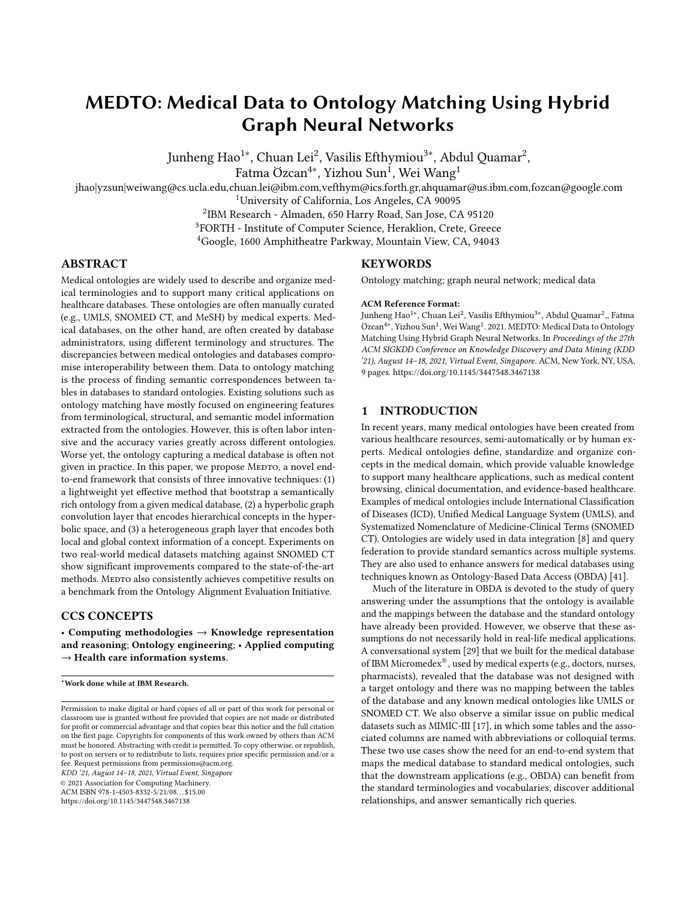# MEDTO: Medical Data to Ontology Matching Using Hybrid Graph Neural Networks

Junheng Hao[1*], Chuan Lei[2], Vasilis Efthymiou[3*], Abdul Quamar[2], Fatma Özcan[4*], Yizhou Sun[1], Wei Wang[1]

jhao|yzsun|weiwang@cs.ucla.edu,chuan.lei@ibm.com,vefthym@ics.forth.gr,ahquamar@us.ibm.com,fozcan@google.com

[1]University of California, Los Angeles, CA 90095

[2]IBM Research - Almaden, 650 Harry Road, San Jose, CA 95120

[3]FORTH - Institute of Computer Science, Heraklion, Crete, Greece

[4]Google, 1600 Amphitheatre Parkway, Mountain View, CA, 94043

## ABSTRACT

Medical ontologies are widely used to describe and organize medical terminologies and to support many critical applications on healthcare databases. These ontologies are often manually curated (e.g., UMLS, SNOMED CT, and MeSH) by medical experts. Medical databases, on the other hand, are often created by database administrators, using different terminology and structures. The discrepancies between medical ontologies and databases compromise interoperability between them. Data to ontology matching is the process of finding semantic correspondences between tables in databases to standard ontologies. Existing solutions such as ontology matching have mostly focused on engineering features from terminological, structural, and semantic model information extracted from the ontologies. However, this is often labor intensive and the accuracy varies greatly across different ontologies. Worse yet, the ontology capturing a medical database is often not given in practice. In this paper, we propose MEDTO, a novel end-to-end framework that consists of three innovative techniques: (1) a lightweight yet effective method that bootstrap a semantically rich ontology from a given medical database, (2) a hyperbolic graph convolution layer that encodes hierarchical concepts in the hyperbolic space, and (3) a heterogeneous graph layer that encodes both local and global context information of a concept. Experiments on two real-world medical datasets matching against SNOMED CT show significant improvements compared to the state-of-the-art methods. MEDTO also consistently achieves competitive results on a benchmark from the Ontology Alignment Evaluation Initiative.

## CCS CONCEPTS

• **Computing methodologies** → **Knowledge representation and reasoning**; **Ontology engineering**; • **Applied computing** → **Health care information systems**.

## KEYWORDS

Ontology matching; graph neural network; medical data

**ACM Reference Format:**

Junheng Hao[1*], Chuan Lei[2], Vasilis Efthymiou[3*], Abdul Quamar[2],, Fatma Özcan[4*], Yizhou Sun[1], Wei Wang[1]. 2021. MEDTO: Medical Data to Ontology Matching Using Hybrid Graph Neural Networks. In *Proceedings of the 27th ACM SIGKDD Conference on Knowledge Discovery and Data Mining (KDD '21), August 14–18, 2021, Virtual Event, Singapore.* ACM, New York, NY, USA, 9 pages. https://doi.org/10.1145/3447548.3467138

## 1 INTRODUCTION

In recent years, many medical ontologies have been created from various healthcare resources, semi-automatically or by human experts. Medical ontologies define, standardize and organize concepts in the medical domain, which provide valuable knowledge to support many healthcare applications, such as medical content browsing, clinical documentation, and evidence-based healthcare. Examples of medical ontologies include International Classification of Diseases (ICD), Unified Medical Language System (UMLS), and Systematized Nomenclature of Medicine-Clinical Terms (SNOMED CT). Ontologies are widely used in data integration [8] and query federation to provide standard semantics across multiple systems. They are also used to enhance answers for medical databases using techniques known as Ontology-Based Data Access (OBDA) [41].

Much of the literature in OBDA is devoted to the study of query answering under the assumptions that the ontology is available and the mappings between the database and the standard ontology have already been provided. However, we observe that these assumptions do not necessarily hold in real-life medical applications. A conversational system [29] that we built for the medical database of IBM Micromedex®, used by medical experts (e.g., doctors, nurses, pharmacists), revealed that the database was not designed with a target ontology and there was no mapping between the tables of the database and any known medical ontologies like UMLS or SNOMED CT. We also observe a similar issue on public medical datasets such as MIMIC-III [17], in which some tables and the associated columns are named with abbreviations or colloquial terms. These two use cases show the need for an end-to-end system that maps the medical database to standard medical ontologies, such that the downstream applications (e.g., OBDA) can benefit from the standard terminologies and vocabularies, discover additional relationships, and answer semantically rich queries.

*Work done while at IBM Research.

Permission to make digital or hard copies of all or part of this work for personal or classroom use is granted without fee provided that copies are not made or distributed for profit or commercial advantage and that copies bear this notice and the full citation on the first page. Copyrights for components of this work owned by others than ACM must be honored. Abstracting with credit is permitted. To copy otherwise, or republish, to post on servers or to redistribute to lists, requires prior specific permission and/or a fee. Request permissions from permissions@acm.org.

*KDD '21, August 14–18, 2021, Virtual Event, Singapore*

© 2021 Association for Computing Machinery.

ACM ISBN 978-1-4503-8332-5/21/08…$15.00

https://doi.org/10.1145/3447548.3467138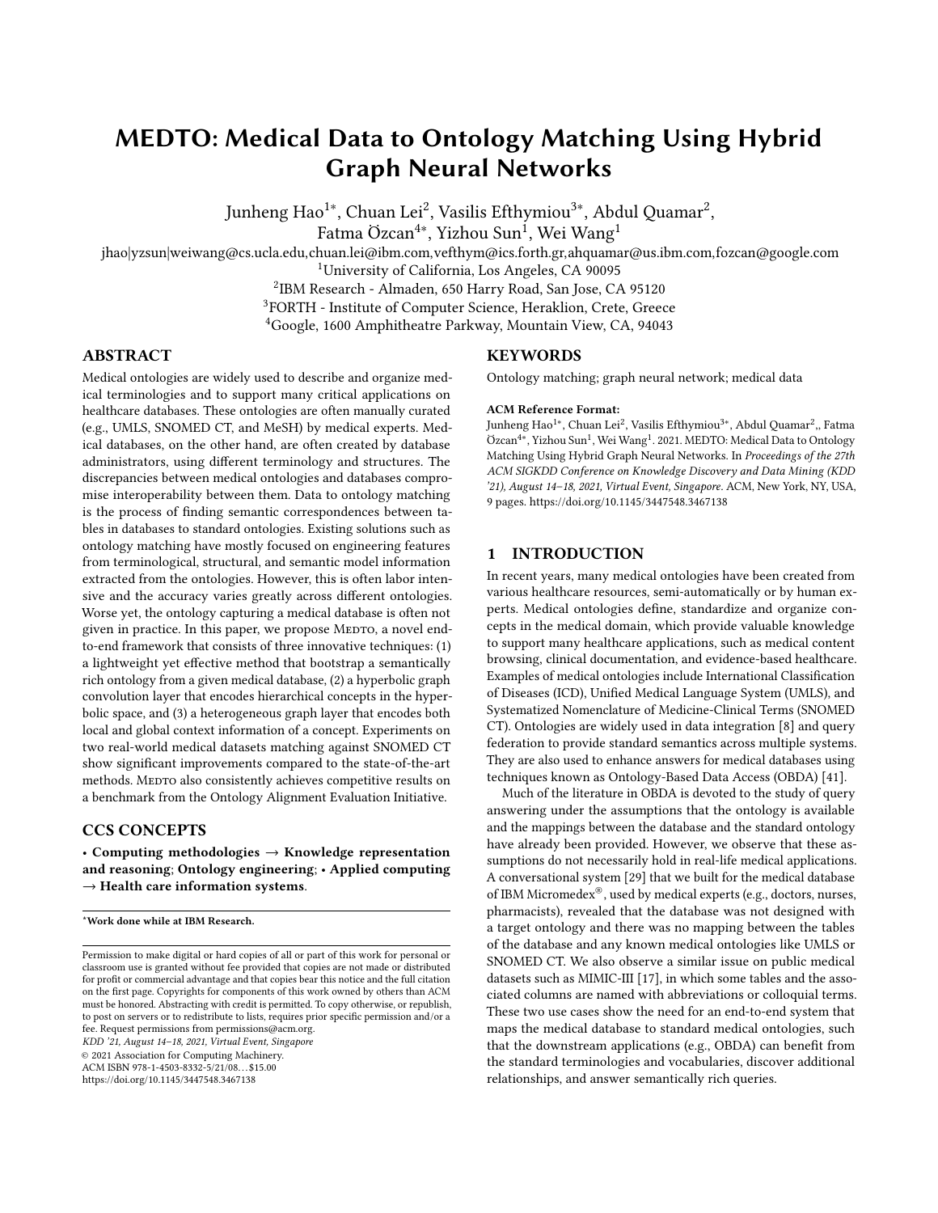# MEDTO: Medical Data to Ontology Matching Using Hybrid Graph Neural Networks

Junheng Hao[1*], Chuan Lei[2], Vasilis Efthymiou[3*], Abdul Quamar[2], Fatma Özcan[4*], Yizhou Sun[1], Wei Wang[1]

jhao|yzsun|weiwang@cs.ucla.edu,chuan.lei@ibm.com,vefthym@ics.forth.gr,ahquamar@us.ibm.com,fozcan@google.com

[1]University of California, Los Angeles, CA 90095

[2]IBM Research - Almaden, 650 Harry Road, San Jose, CA 95120

[3]FORTH - Institute of Computer Science, Heraklion, Crete, Greece

[4]Google, 1600 Amphitheatre Parkway, Mountain View, CA, 94043

## ABSTRACT

Medical ontologies are widely used to describe and organize medical terminologies and to support many critical applications on healthcare databases. These ontologies are often manually curated (e.g., UMLS, SNOMED CT, and MeSH) by medical experts. Medical databases, on the other hand, are often created by database administrators, using different terminology and structures. The discrepancies between medical ontologies and databases compromise interoperability between them. Data to ontology matching is the process of finding semantic correspondences between tables in databases to standard ontologies. Existing solutions such as ontology matching have mostly focused on engineering features from terminological, structural, and semantic model information extracted from the ontologies. However, this is often labor intensive and the accuracy varies greatly across different ontologies. Worse yet, the ontology capturing a medical database is often not given in practice. In this paper, we propose MEDTO, a novel end-to-end framework that consists of three innovative techniques: (1) a lightweight yet effective method that bootstrap a semantically rich ontology from a given medical database, (2) a hyperbolic graph convolution layer that encodes hierarchical concepts in the hyperbolic space, and (3) a heterogeneous graph layer that encodes both local and global context information of a concept. Experiments on two real-world medical datasets matching against SNOMED CT show significant improvements compared to the state-of-the-art methods. MEDTO also consistently achieves competitive results on a benchmark from the Ontology Alignment Evaluation Initiative.

## CCS CONCEPTS

• **Computing methodologies → Knowledge representation and reasoning**; **Ontology engineering**; • **Applied computing → Health care information systems**.

*Work done while at IBM Research.

Permission to make digital or hard copies of all or part of this work for personal or classroom use is granted without fee provided that copies are not made or distributed for profit or commercial advantage and that copies bear this notice and the full citation on the first page. Copyrights for components of this work owned by others than ACM must be honored. Abstracting with credit is permitted. To copy otherwise, or republish, to post on servers or to redistribute to lists, requires prior specific permission and/or a fee. Request permissions from permissions@acm.org.
*KDD '21, August 14–18, 2021, Virtual Event, Singapore*
© 2021 Association for Computing Machinery.
ACM ISBN 978-1-4503-8332-5/21/08...$15.00
https://doi.org/10.1145/3447548.3467138

## KEYWORDS

Ontology matching; graph neural network; medical data

**ACM Reference Format:**
Junheng Hao[1*], Chuan Lei[2], Vasilis Efthymiou[3*], Abdul Quamar[2],, Fatma Özcan[4*], Yizhou Sun[1], Wei Wang[1]. 2021. MEDTO: Medical Data to Ontology Matching Using Hybrid Graph Neural Networks. In *Proceedings of the 27th ACM SIGKDD Conference on Knowledge Discovery and Data Mining (KDD '21), August 14–18, 2021, Virtual Event, Singapore.* ACM, New York, NY, USA, 9 pages. https://doi.org/10.1145/3447548.3467138

## 1 INTRODUCTION

In recent years, many medical ontologies have been created from various healthcare resources, semi-automatically or by human experts. Medical ontologies define, standardize and organize concepts in the medical domain, which provide valuable knowledge to support many healthcare applications, such as medical content browsing, clinical documentation, and evidence-based healthcare. Examples of medical ontologies include International Classification of Diseases (ICD), Unified Medical Language System (UMLS), and Systematized Nomenclature of Medicine-Clinical Terms (SNOMED CT). Ontologies are widely used in data integration [8] and query federation to provide standard semantics across multiple systems. They are also used to enhance answers for medical databases using techniques known as Ontology-Based Data Access (OBDA) [41].

Much of the literature in OBDA is devoted to the study of query answering under the assumptions that the ontology is available and the mappings between the database and the standard ontology have already been provided. However, we observe that these assumptions do not necessarily hold in real-life medical applications. A conversational system [29] that we built for the medical database of IBM Micromedex®, used by medical experts (e.g., doctors, nurses, pharmacists), revealed that the database was not designed with a target ontology and there was no mapping between the tables of the database and any known medical ontologies like UMLS or SNOMED CT. We also observe a similar issue on public medical datasets such as MIMIC-III [17], in which some tables and the associated columns are named with abbreviations or colloquial terms. These two use cases show the need for an end-to-end system that maps the medical database to standard medical ontologies, such that the downstream applications (e.g., OBDA) can benefit from the standard terminologies and vocabularies, discover additional relationships, and answer semantically rich queries.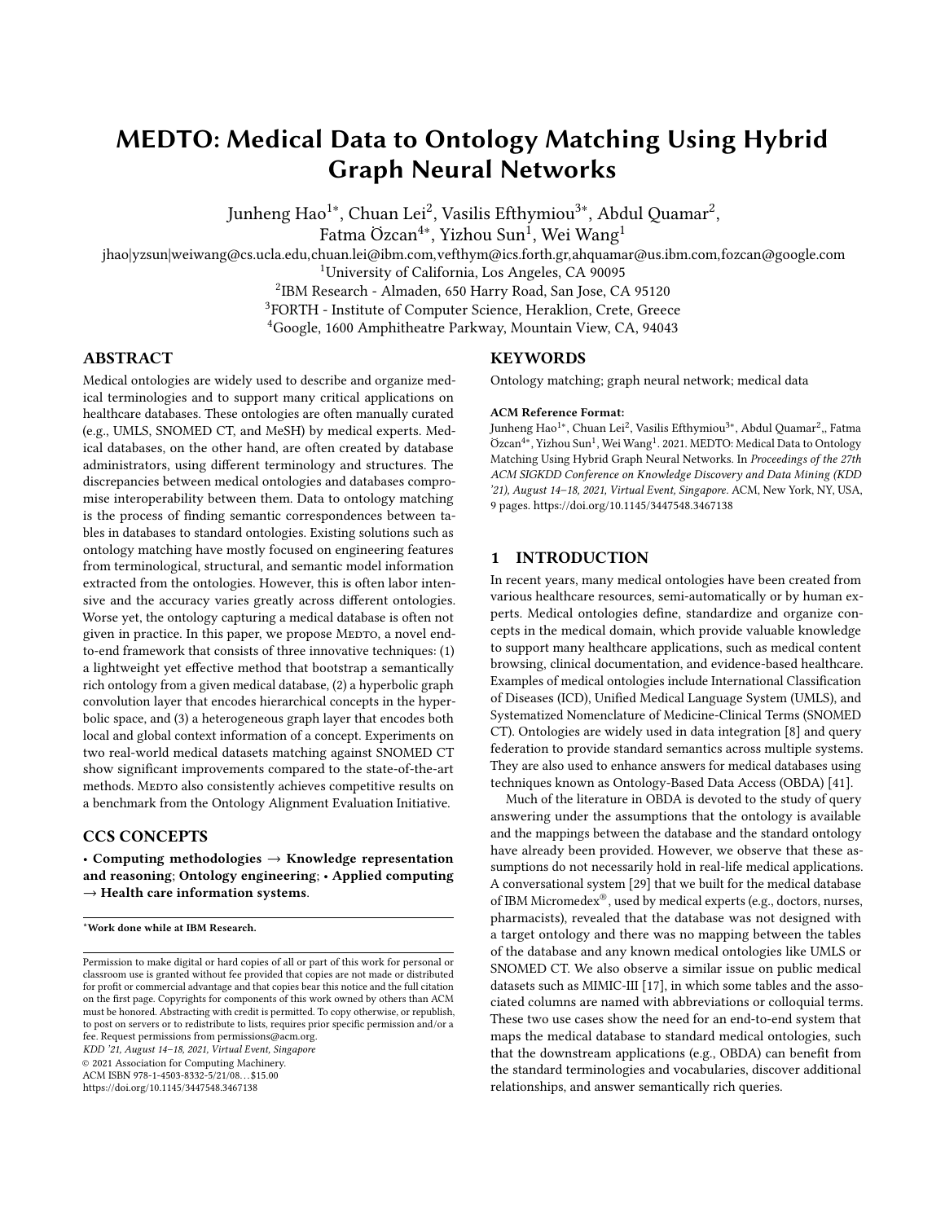# MEDTO: Medical Data to Ontology Matching Using Hybrid Graph Neural Networks

Junheng Hao[1*], Chuan Lei[2], Vasilis Efthymiou[3*], Abdul Quamar[2], Fatma Özcan[4*], Yizhou Sun[1], Wei Wang[1]

jhao|yzsun|weiwang@cs.ucla.edu,chuan.lei@ibm.com,vefthym@ics.forth.gr,ahquamar@us.ibm.com,fozcan@google.com

[1]University of California, Los Angeles, CA 90095

[2]IBM Research - Almaden, 650 Harry Road, San Jose, CA 95120

[3]FORTH - Institute of Computer Science, Heraklion, Crete, Greece

[4]Google, 1600 Amphitheatre Parkway, Mountain View, CA, 94043

## ABSTRACT

Medical ontologies are widely used to describe and organize medical terminologies and to support many critical applications on healthcare databases. These ontologies are often manually curated (e.g., UMLS, SNOMED CT, and MeSH) by medical experts. Medical databases, on the other hand, are often created by database administrators, using different terminology and structures. The discrepancies between medical ontologies and databases compromise interoperability between them. Data to ontology matching is the process of finding semantic correspondences between tables in databases to standard ontologies. Existing solutions such as ontology matching have mostly focused on engineering features from terminological, structural, and semantic model information extracted from the ontologies. However, this is often labor intensive and the accuracy varies greatly across different ontologies. Worse yet, the ontology capturing a medical database is often not given in practice. In this paper, we propose MEDTO, a novel end-to-end framework that consists of three innovative techniques: (1) a lightweight yet effective method that bootstrap a semantically rich ontology from a given medical database, (2) a hyperbolic graph convolution layer that encodes hierarchical concepts in the hyperbolic space, and (3) a heterogeneous graph layer that encodes both local and global context information of a concept. Experiments on two real-world medical datasets matching against SNOMED CT show significant improvements compared to the state-of-the-art methods. MEDTO also consistently achieves competitive results on a benchmark from the Ontology Alignment Evaluation Initiative.

## CCS CONCEPTS

• **Computing methodologies** → **Knowledge representation and reasoning**; **Ontology engineering**; • **Applied computing** → **Health care information systems**.

## KEYWORDS

Ontology matching; graph neural network; medical data

**ACM Reference Format:**

Junheng Hao[1*], Chuan Lei[2], Vasilis Efthymiou[3*], Abdul Quamar[2],, Fatma Özcan[4*], Yizhou Sun[1], Wei Wang[1]. 2021. MEDTO: Medical Data to Ontology Matching Using Hybrid Graph Neural Networks. In *Proceedings of the 27th ACM SIGKDD Conference on Knowledge Discovery and Data Mining (KDD '21), August 14–18, 2021, Virtual Event, Singapore.* ACM, New York, NY, USA, 9 pages. https://doi.org/10.1145/3447548.3467138

## 1 INTRODUCTION

In recent years, many medical ontologies have been created from various healthcare resources, semi-automatically or by human experts. Medical ontologies define, standardize and organize concepts in the medical domain, which provide valuable knowledge to support many healthcare applications, such as medical content browsing, clinical documentation, and evidence-based healthcare. Examples of medical ontologies include International Classification of Diseases (ICD), Unified Medical Language System (UMLS), and Systematized Nomenclature of Medicine-Clinical Terms (SNOMED CT). Ontologies are widely used in data integration [8] and query federation to provide standard semantics across multiple systems. They are also used to enhance answers for medical databases using techniques known as Ontology-Based Data Access (OBDA) [41].

Much of the literature in OBDA is devoted to the study of query answering under the assumptions that the ontology is available and the mappings between the database and the standard ontology have already been provided. However, we observe that these assumptions do not necessarily hold in real-life medical applications. A conversational system [29] that we built for the medical database of IBM Micromedex®, used by medical experts (e.g., doctors, nurses, pharmacists), revealed that the database was not designed with a target ontology and there was no mapping between the tables of the database and any known medical ontologies like UMLS or SNOMED CT. We also observe a similar issue on public medical datasets such as MIMIC-III [17], in which some tables and the associated columns are named with abbreviations or colloquial terms. These two use cases show the need for an end-to-end system that maps the medical database to standard medical ontologies, such that the downstream applications (e.g., OBDA) can benefit from the standard terminologies and vocabularies, discover additional relationships, and answer semantically rich queries.

---

*Work done while at IBM Research.

Permission to make digital or hard copies of all or part of this work for personal or classroom use is granted without fee provided that copies are not made or distributed for profit or commercial advantage and that copies bear this notice and the full citation on the first page. Copyrights for components of this work owned by others than ACM must be honored. Abstracting with credit is permitted. To copy otherwise, or republish, to post on servers or to redistribute to lists, requires prior specific permission and/or a fee. Request permissions from permissions@acm.org.

*KDD '21, August 14–18, 2021, Virtual Event, Singapore*

© 2021 Association for Computing Machinery.

ACM ISBN 978-1-4503-8332-5/21/08...$15.00

https://doi.org/10.1145/3447548.3467138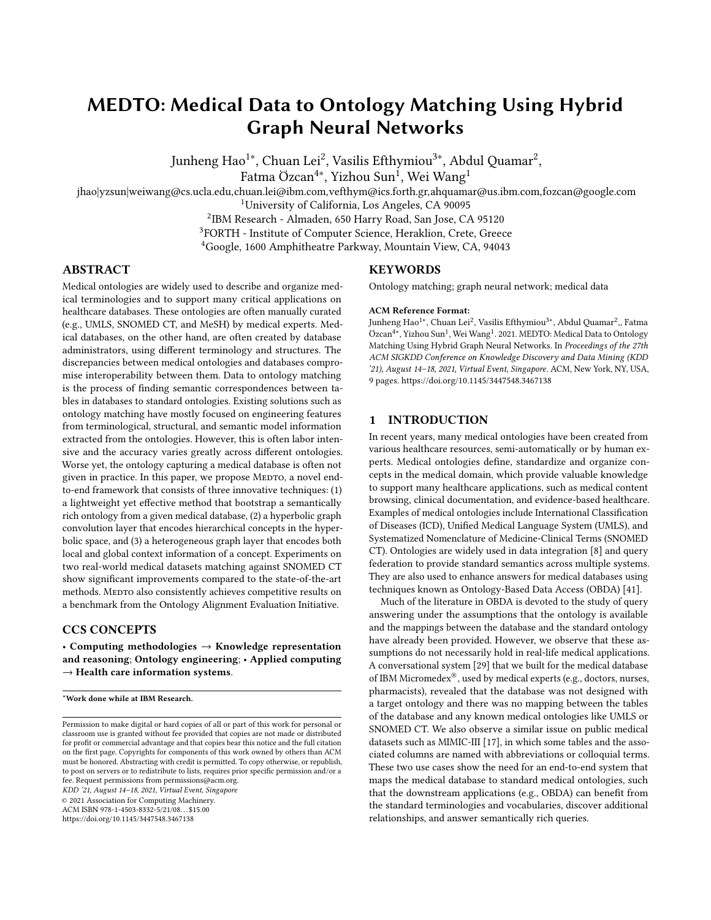# MEDTO: Medical Data to Ontology Matching Using Hybrid Graph Neural Networks

Junheng Hao[1*], Chuan Lei[2], Vasilis Efthymiou[3*], Abdul Quamar[2], Fatma Özcan[4*], Yizhou Sun[1], Wei Wang[1]

jhao|yzsun|weiwang@cs.ucla.edu,chuan.lei@ibm.com,vefthym@ics.forth.gr,ahquamar@us.ibm.com,fozcan@google.com

[1]University of California, Los Angeles, CA 90095

[2]IBM Research - Almaden, 650 Harry Road, San Jose, CA 95120

[3]FORTH - Institute of Computer Science, Heraklion, Crete, Greece

[4]Google, 1600 Amphitheatre Parkway, Mountain View, CA, 94043

## ABSTRACT

Medical ontologies are widely used to describe and organize medical terminologies and to support many critical applications on healthcare databases. These ontologies are often manually curated (e.g., UMLS, SNOMED CT, and MeSH) by medical experts. Medical databases, on the other hand, are often created by database administrators, using different terminology and structures. The discrepancies between medical ontologies and databases compromise interoperability between them. Data to ontology matching is the process of finding semantic correspondences between tables in databases to standard ontologies. Existing solutions such as ontology matching have mostly focused on engineering features from terminological, structural, and semantic model information extracted from the ontologies. However, this is often labor intensive and the accuracy varies greatly across different ontologies. Worse yet, the ontology capturing a medical database is often not given in practice. In this paper, we propose MEDTO, a novel end-to-end framework that consists of three innovative techniques: (1) a lightweight yet effective method that bootstrap a semantically rich ontology from a given medical database, (2) a hyperbolic graph convolution layer that encodes hierarchical concepts in the hyperbolic space, and (3) a heterogeneous graph layer that encodes both local and global context information of a concept. Experiments on two real-world medical datasets matching against SNOMED CT show significant improvements compared to the state-of-the-art methods. MEDTO also consistently achieves competitive results on a benchmark from the Ontology Alignment Evaluation Initiative.

## CCS CONCEPTS

• **Computing methodologies** → **Knowledge representation and reasoning**; **Ontology engineering**; • **Applied computing** → **Health care information systems**.

## KEYWORDS

Ontology matching; graph neural network; medical data

**ACM Reference Format:**

Junheng Hao[1*], Chuan Lei[2], Vasilis Efthymiou[3*], Abdul Quamar[2],, Fatma Özcan[4*], Yizhou Sun[1], Wei Wang[1]. 2021. MEDTO: Medical Data to Ontology Matching Using Hybrid Graph Neural Networks. In *Proceedings of the 27th ACM SIGKDD Conference on Knowledge Discovery and Data Mining (KDD '21), August 14–18, 2021, Virtual Event, Singapore.* ACM, New York, NY, USA, 9 pages. https://doi.org/10.1145/3447548.3467138

## 1 INTRODUCTION

In recent years, many medical ontologies have been created from various healthcare resources, semi-automatically or by human experts. Medical ontologies define, standardize and organize concepts in the medical domain, which provide valuable knowledge to support many healthcare applications, such as medical content browsing, clinical documentation, and evidence-based healthcare. Examples of medical ontologies include International Classification of Diseases (ICD), Unified Medical Language System (UMLS), and Systematized Nomenclature of Medicine-Clinical Terms (SNOMED CT). Ontologies are widely used in data integration [8] and query federation to provide standard semantics across multiple systems. They are also used to enhance answers for medical databases using techniques known as Ontology-Based Data Access (OBDA) [41].

Much of the literature in OBDA is devoted to the study of query answering under the assumptions that the ontology is available and the mappings between the database and the standard ontology have already been provided. However, we observe that these assumptions do not necessarily hold in real-life medical applications. A conversational system [29] that we built for the medical database of IBM Micromedex®, used by medical experts (e.g., doctors, nurses, pharmacists), revealed that the database was not designed with a target ontology and there was no mapping between the tables of the database and any known medical ontologies like UMLS or SNOMED CT. We also observe a similar issue on public medical datasets such as MIMIC-III [17], in which some tables and the associated columns are named with abbreviations or colloquial terms. These two use cases show the need for an end-to-end system that maps the medical database to standard medical ontologies, such that the downstream applications (e.g., OBDA) can benefit from the standard terminologies and vocabularies, discover additional relationships, and answer semantically rich queries.

*Work done while at IBM Research.

Permission to make digital or hard copies of all or part of this work for personal or classroom use is granted without fee provided that copies are not made or distributed for profit or commercial advantage and that copies bear this notice and the full citation on the first page. Copyrights for components of this work owned by others than ACM must be honored. Abstracting with credit is permitted. To copy otherwise, or republish, to post on servers or to redistribute to lists, requires prior specific permission and/or a fee. Request permissions from permissions@acm.org.

*KDD '21, August 14–18, 2021, Virtual Event, Singapore*

© 2021 Association for Computing Machinery.

ACM ISBN 978-1-4503-8332-5/21/08...$15.00

https://doi.org/10.1145/3447548.3467138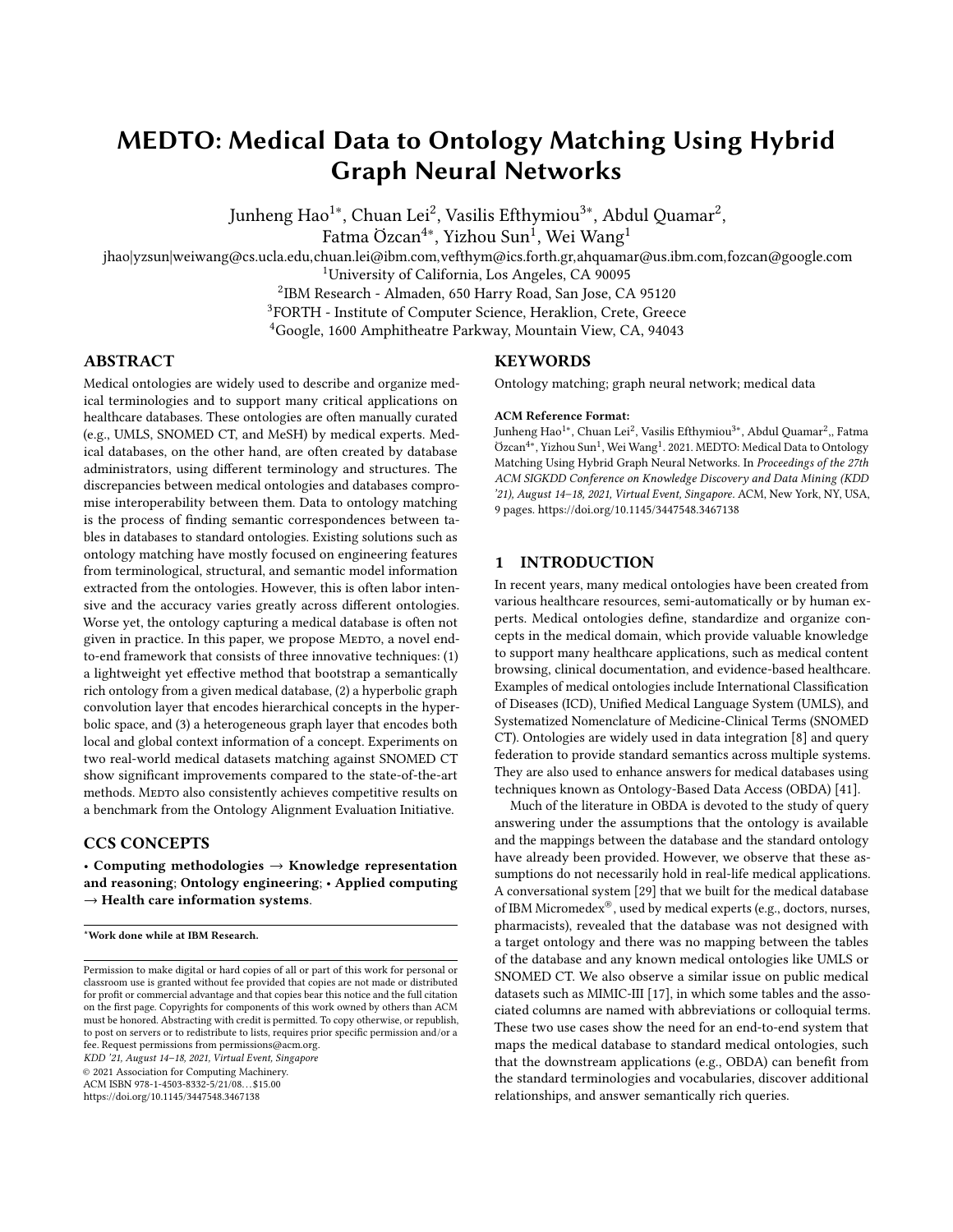# MEDTO: Medical Data to Ontology Matching Using Hybrid Graph Neural Networks

Junheng Hao[1*], Chuan Lei[2], Vasilis Efthymiou[3*], Abdul Quamar[2], Fatma Özcan[4*], Yizhou Sun[1], Wei Wang[1]

jhao|yzsun|weiwang@cs.ucla.edu,chuan.lei@ibm.com,vefthym@ics.forth.gr,ahquamar@us.ibm.com,fozcan@google.com

[1]University of California, Los Angeles, CA 90095

[2]IBM Research - Almaden, 650 Harry Road, San Jose, CA 95120

[3]FORTH - Institute of Computer Science, Heraklion, Crete, Greece

[4]Google, 1600 Amphitheatre Parkway, Mountain View, CA, 94043

## ABSTRACT

Medical ontologies are widely used to describe and organize medical terminologies and to support many critical applications on healthcare databases. These ontologies are often manually curated (e.g., UMLS, SNOMED CT, and MeSH) by medical experts. Medical databases, on the other hand, are often created by database administrators, using different terminology and structures. The discrepancies between medical ontologies and databases compromise interoperability between them. Data to ontology matching is the process of finding semantic correspondences between tables in databases to standard ontologies. Existing solutions such as ontology matching have mostly focused on engineering features from terminological, structural, and semantic model information extracted from the ontologies. However, this is often labor intensive and the accuracy varies greatly across different ontologies. Worse yet, the ontology capturing a medical database is often not given in practice. In this paper, we propose MEDTO, a novel end-to-end framework that consists of three innovative techniques: (1) a lightweight yet effective method that bootstrap a semantically rich ontology from a given medical database, (2) a hyperbolic graph convolution layer that encodes hierarchical concepts in the hyperbolic space, and (3) a heterogeneous graph layer that encodes both local and global context information of a concept. Experiments on two real-world medical datasets matching against SNOMED CT show significant improvements compared to the state-of-the-art methods. MEDTO also consistently achieves competitive results on a benchmark from the Ontology Alignment Evaluation Initiative.

## CCS CONCEPTS

• **Computing methodologies** → **Knowledge representation and reasoning**; **Ontology engineering**; • **Applied computing** → **Health care information systems**.

*Work done while at IBM Research.

Permission to make digital or hard copies of all or part of this work for personal or classroom use is granted without fee provided that copies are not made or distributed for profit or commercial advantage and that copies bear this notice and the full citation on the first page. Copyrights for components of this work owned by others than ACM must be honored. Abstracting with credit is permitted. To copy otherwise, or republish, to post on servers or to redistribute to lists, requires prior specific permission and/or a fee. Request permissions from permissions@acm.org.
*KDD '21, August 14–18, 2021, Virtual Event, Singapore*
© 2021 Association for Computing Machinery.
ACM ISBN 978-1-4503-8332-5/21/08…$15.00
https://doi.org/10.1145/3447548.3467138

## KEYWORDS

Ontology matching; graph neural network; medical data

**ACM Reference Format:**
Junheng Hao[1*], Chuan Lei[2], Vasilis Efthymiou[3*], Abdul Quamar[2],, Fatma Özcan[4*], Yizhou Sun[1], Wei Wang[1]. 2021. MEDTO: Medical Data to Ontology Matching Using Hybrid Graph Neural Networks. In *Proceedings of the 27th ACM SIGKDD Conference on Knowledge Discovery and Data Mining (KDD '21), August 14–18, 2021, Virtual Event, Singapore.* ACM, New York, NY, USA, 9 pages. https://doi.org/10.1145/3447548.3467138

## 1 INTRODUCTION

In recent years, many medical ontologies have been created from various healthcare resources, semi-automatically or by human experts. Medical ontologies define, standardize and organize concepts in the medical domain, which provide valuable knowledge to support many healthcare applications, such as medical content browsing, clinical documentation, and evidence-based healthcare. Examples of medical ontologies include International Classification of Diseases (ICD), Unified Medical Language System (UMLS), and Systematized Nomenclature of Medicine-Clinical Terms (SNOMED CT). Ontologies are widely used in data integration [8] and query federation to provide standard semantics across multiple systems. They are also used to enhance answers for medical databases using techniques known as Ontology-Based Data Access (OBDA) [41].

Much of the literature in OBDA is devoted to the study of query answering under the assumptions that the ontology is available and the mappings between the database and the standard ontology have already been provided. However, we observe that these assumptions do not necessarily hold in real-life medical applications. A conversational system [29] that we built for the medical database of IBM Micromedex®, used by medical experts (e.g., doctors, nurses, pharmacists), revealed that the database was not designed with a target ontology and there was no mapping between the tables of the database and any known medical ontologies like UMLS or SNOMED CT. We also observe a similar issue on public medical datasets such as MIMIC-III [17], in which some tables and the associated columns are named with abbreviations or colloquial terms. These two use cases show the need for an end-to-end system that maps the medical database to standard medical ontologies, such that the downstream applications (e.g., OBDA) can benefit from the standard terminologies and vocabularies, discover additional relationships, and answer semantically rich queries.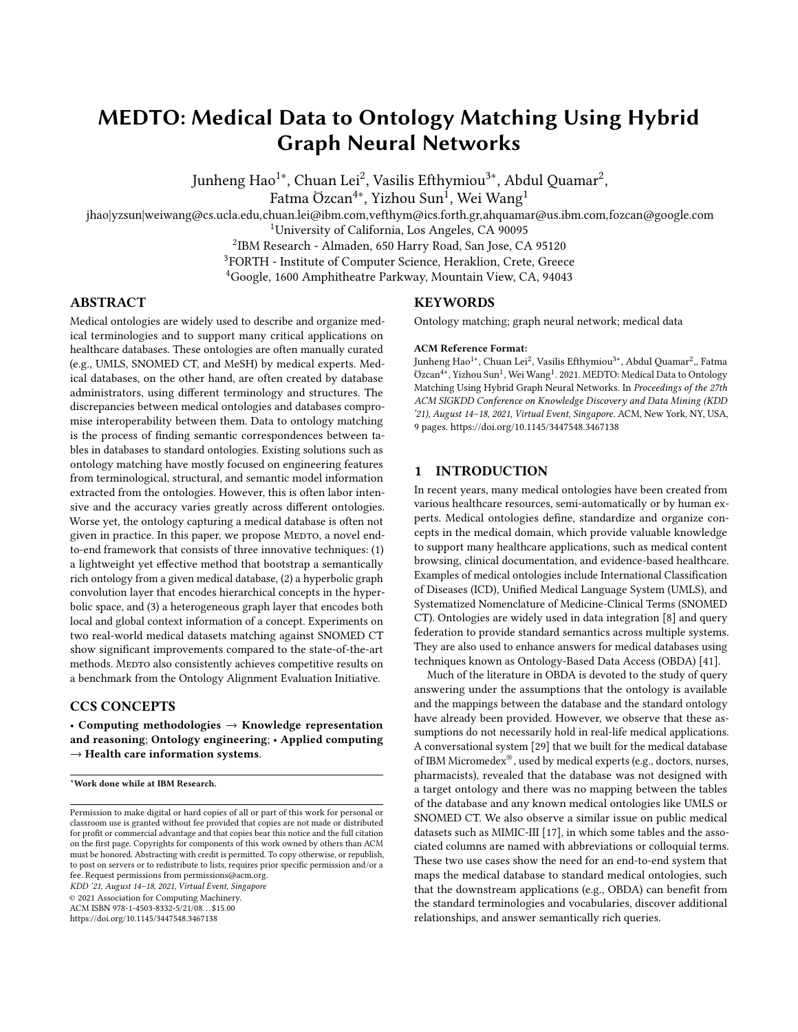# MEDTO: Medical Data to Ontology Matching Using Hybrid Graph Neural Networks

Junheng Hao[1*], Chuan Lei[2], Vasilis Efthymiou[3*], Abdul Quamar[2], Fatma Özcan[4*], Yizhou Sun[1], Wei Wang[1]

jhao|yzsun|weiwang@cs.ucla.edu,chuan.lei@ibm.com,vefthym@ics.forth.gr,ahquamar@us.ibm.com,fozcan@google.com

[1]University of California, Los Angeles, CA 90095

[2]IBM Research - Almaden, 650 Harry Road, San Jose, CA 95120

[3]FORTH - Institute of Computer Science, Heraklion, Crete, Greece

[4]Google, 1600 Amphitheatre Parkway, Mountain View, CA, 94043

## ABSTRACT

Medical ontologies are widely used to describe and organize medical terminologies and to support many critical applications on healthcare databases. These ontologies are often manually curated (e.g., UMLS, SNOMED CT, and MeSH) by medical experts. Medical databases, on the other hand, are often created by database administrators, using different terminology and structures. The discrepancies between medical ontologies and databases compromise interoperability between them. Data to ontology matching is the process of finding semantic correspondences between tables in databases to standard ontologies. Existing solutions such as ontology matching have mostly focused on engineering features from terminological, structural, and semantic model information extracted from the ontologies. However, this is often labor intensive and the accuracy varies greatly across different ontologies. Worse yet, the ontology capturing a medical database is often not given in practice. In this paper, we propose MEDTO, a novel end-to-end framework that consists of three innovative techniques: (1) a lightweight yet effective method that bootstrap a semantically rich ontology from a given medical database, (2) a hyperbolic graph convolution layer that encodes hierarchical concepts in the hyperbolic space, and (3) a heterogeneous graph layer that encodes both local and global context information of a concept. Experiments on two real-world medical datasets matching against SNOMED CT show significant improvements compared to the state-of-the-art methods. MEDTO also consistently achieves competitive results on a benchmark from the Ontology Alignment Evaluation Initiative.

## CCS CONCEPTS

• **Computing methodologies** → **Knowledge representation and reasoning**; **Ontology engineering**; • **Applied computing** → **Health care information systems**.

*Work done while at IBM Research.

Permission to make digital or hard copies of all or part of this work for personal or classroom use is granted without fee provided that copies are not made or distributed for profit or commercial advantage and that copies bear this notice and the full citation on the first page. Copyrights for components of this work owned by others than ACM must be honored. Abstracting with credit is permitted. To copy otherwise, or republish, to post on servers or to redistribute to lists, requires prior specific permission and/or a fee. Request permissions from permissions@acm.org.

*KDD '21, August 14–18, 2021, Virtual Event, Singapore*

© 2021 Association for Computing Machinery.

ACM ISBN 978-1-4503-8332-5/21/08...$15.00

https://doi.org/10.1145/3447548.3467138

## KEYWORDS

Ontology matching; graph neural network; medical data

**ACM Reference Format:**

Junheng Hao[1*], Chuan Lei[2], Vasilis Efthymiou[3*], Abdul Quamar[2],, Fatma Özcan[4*], Yizhou Sun[1], Wei Wang[1]. 2021. MEDTO: Medical Data to Ontology Matching Using Hybrid Graph Neural Networks. In *Proceedings of the 27th ACM SIGKDD Conference on Knowledge Discovery and Data Mining (KDD '21), August 14–18, 2021, Virtual Event, Singapore.* ACM, New York, NY, USA, 9 pages. https://doi.org/10.1145/3447548.3467138

## 1 INTRODUCTION

In recent years, many medical ontologies have been created from various healthcare resources, semi-automatically or by human experts. Medical ontologies define, standardize and organize concepts in the medical domain, which provide valuable knowledge to support many healthcare applications, such as medical content browsing, clinical documentation, and evidence-based healthcare. Examples of medical ontologies include International Classification of Diseases (ICD), Unified Medical Language System (UMLS), and Systematized Nomenclature of Medicine-Clinical Terms (SNOMED CT). Ontologies are widely used in data integration [8] and query federation to provide standard semantics across multiple systems. They are also used to enhance answers for medical databases using techniques known as Ontology-Based Data Access (OBDA) [41].

Much of the literature in OBDA is devoted to the study of query answering under the assumptions that the ontology is available and the mappings between the database and the standard ontology have already been provided. However, we observe that these assumptions do not necessarily hold in real-life medical applications. A conversational system [29] that we built for the medical database of IBM Micromedex®, used by medical experts (e.g., doctors, nurses, pharmacists), revealed that the database was not designed with a target ontology and there was no mapping between the tables of the database and any known medical ontologies like UMLS or SNOMED CT. We also observe a similar issue on public medical datasets such as MIMIC-III [17], in which some tables and the associated columns are named with abbreviations or colloquial terms. These two use cases show the need for an end-to-end system that maps the medical database to standard medical ontologies, such that the downstream applications (e.g., OBDA) can benefit from the standard terminologies and vocabularies, discover additional relationships, and answer semantically rich queries.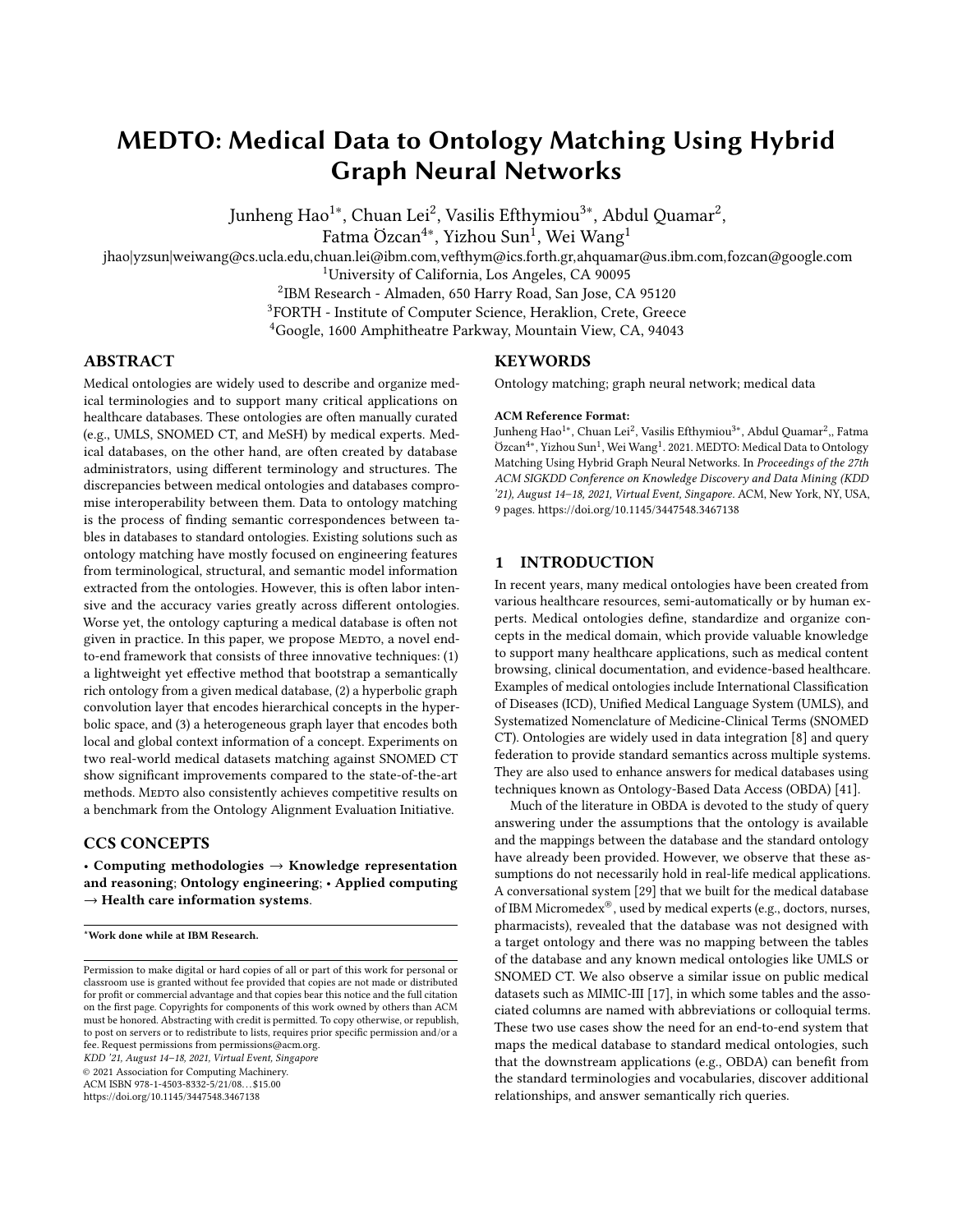# MEDTO: Medical Data to Ontology Matching Using Hybrid Graph Neural Networks

Junheng Hao[1*], Chuan Lei[2], Vasilis Efthymiou[3*], Abdul Quamar[2], Fatma Özcan[4*], Yizhou Sun[1], Wei Wang[1]

jhao|yzsun|weiwang@cs.ucla.edu,chuan.lei@ibm.com,vefthym@ics.forth.gr,ahquamar@us.ibm.com,fozcan@google.com

[1]University of California, Los Angeles, CA 90095

[2]IBM Research - Almaden, 650 Harry Road, San Jose, CA 95120

[3]FORTH - Institute of Computer Science, Heraklion, Crete, Greece

[4]Google, 1600 Amphitheatre Parkway, Mountain View, CA, 94043

## ABSTRACT

Medical ontologies are widely used to describe and organize medical terminologies and to support many critical applications on healthcare databases. These ontologies are often manually curated (e.g., UMLS, SNOMED CT, and MeSH) by medical experts. Medical databases, on the other hand, are often created by database administrators, using different terminology and structures. The discrepancies between medical ontologies and databases compromise interoperability between them. Data to ontology matching is the process of finding semantic correspondences between tables in databases to standard ontologies. Existing solutions such as ontology matching have mostly focused on engineering features from terminological, structural, and semantic model information extracted from the ontologies. However, this is often labor intensive and the accuracy varies greatly across different ontologies. Worse yet, the ontology capturing a medical database is often not given in practice. In this paper, we propose MEDTO, a novel end-to-end framework that consists of three innovative techniques: (1) a lightweight yet effective method that bootstrap a semantically rich ontology from a given medical database, (2) a hyperbolic graph convolution layer that encodes hierarchical concepts in the hyperbolic space, and (3) a heterogeneous graph layer that encodes both local and global context information of a concept. Experiments on two real-world medical datasets matching against SNOMED CT show significant improvements compared to the state-of-the-art methods. MEDTO also consistently achieves competitive results on a benchmark from the Ontology Alignment Evaluation Initiative.

## CCS CONCEPTS

• **Computing methodologies** → **Knowledge representation and reasoning**; **Ontology engineering**; • **Applied computing** → **Health care information systems**.

*Work done while at IBM Research.

Permission to make digital or hard copies of all or part of this work for personal or classroom use is granted without fee provided that copies are not made or distributed for profit or commercial advantage and that copies bear this notice and the full citation on the first page. Copyrights for components of this work owned by others than ACM must be honored. Abstracting with credit is permitted. To copy otherwise, or republish, to post on servers or to redistribute to lists, requires prior specific permission and/or a fee. Request permissions from permissions@acm.org.

*KDD '21, August 14–18, 2021, Virtual Event, Singapore*

© 2021 Association for Computing Machinery.

ACM ISBN 978-1-4503-8332-5/21/08...$15.00

https://doi.org/10.1145/3447548.3467138

## KEYWORDS

Ontology matching; graph neural network; medical data

**ACM Reference Format:**

Junheng Hao[1*], Chuan Lei[2], Vasilis Efthymiou[3*], Abdul Quamar[2],, Fatma Özcan[4*], Yizhou Sun[1], Wei Wang[1]. 2021. MEDTO: Medical Data to Ontology Matching Using Hybrid Graph Neural Networks. In *Proceedings of the 27th ACM SIGKDD Conference on Knowledge Discovery and Data Mining (KDD '21), August 14–18, 2021, Virtual Event, Singapore.* ACM, New York, NY, USA, 9 pages. https://doi.org/10.1145/3447548.3467138

## 1 INTRODUCTION

In recent years, many medical ontologies have been created from various healthcare resources, semi-automatically or by human experts. Medical ontologies define, standardize and organize concepts in the medical domain, which provide valuable knowledge to support many healthcare applications, such as medical content browsing, clinical documentation, and evidence-based healthcare. Examples of medical ontologies include International Classification of Diseases (ICD), Unified Medical Language System (UMLS), and Systematized Nomenclature of Medicine-Clinical Terms (SNOMED CT). Ontologies are widely used in data integration [8] and query federation to provide standard semantics across multiple systems. They are also used to enhance answers for medical databases using techniques known as Ontology-Based Data Access (OBDA) [41].

Much of the literature in OBDA is devoted to the study of query answering under the assumptions that the ontology is available and the mappings between the database and the standard ontology have already been provided. However, we observe that these assumptions do not necessarily hold in real-life medical applications. A conversational system [29] that we built for the medical database of IBM Micromedex®, used by medical experts (e.g., doctors, nurses, pharmacists), revealed that the database was not designed with a target ontology and there was no mapping between the tables of the database and any known medical ontologies like UMLS or SNOMED CT. We also observe a similar issue on public medical datasets such as MIMIC-III [17], in which some tables and the associated columns are named with abbreviations or colloquial terms. These two use cases show the need for an end-to-end system that maps the medical database to standard medical ontologies, such that the downstream applications (e.g., OBDA) can benefit from the standard terminologies and vocabularies, discover additional relationships, and answer semantically rich queries.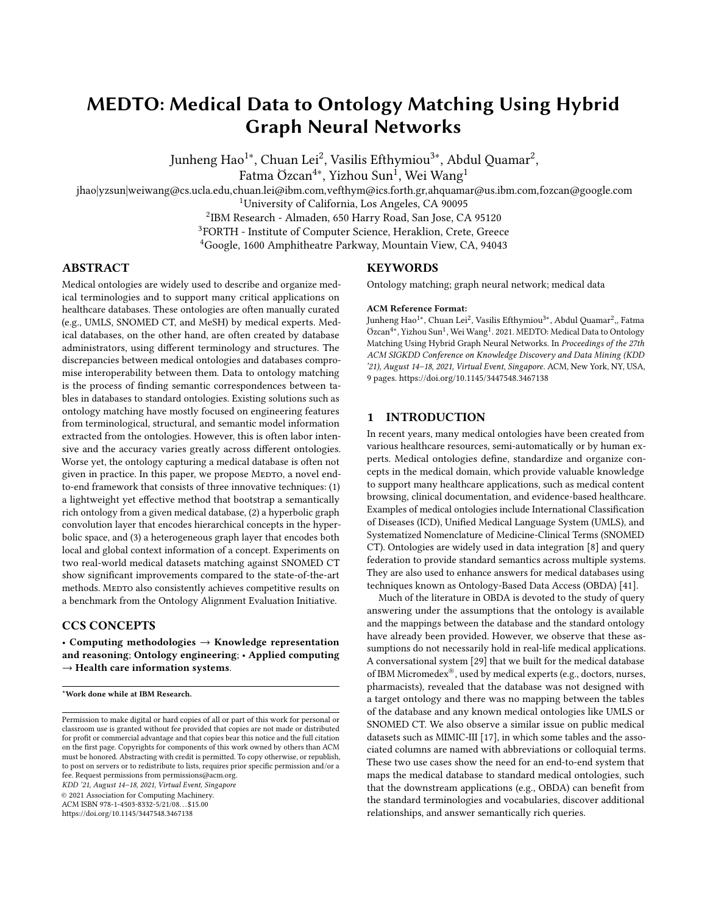# MEDTO: Medical Data to Ontology Matching Using Hybrid Graph Neural Networks

Junheng Hao[1*], Chuan Lei[2], Vasilis Efthymiou[3*], Abdul Quamar[2], Fatma Özcan[4*], Yizhou Sun[1], Wei Wang[1]

jhao|yzsun|weiwang@cs.ucla.edu,chuan.lei@ibm.com,vefthym@ics.forth.gr,ahquamar@us.ibm.com,fozcan@google.com

[1]University of California, Los Angeles, CA 90095

[2]IBM Research - Almaden, 650 Harry Road, San Jose, CA 95120

[3]FORTH - Institute of Computer Science, Heraklion, Crete, Greece

[4]Google, 1600 Amphitheatre Parkway, Mountain View, CA, 94043

## ABSTRACT

Medical ontologies are widely used to describe and organize medical terminologies and to support many critical applications on healthcare databases. These ontologies are often manually curated (e.g., UMLS, SNOMED CT, and MeSH) by medical experts. Medical databases, on the other hand, are often created by database administrators, using different terminology and structures. The discrepancies between medical ontologies and databases compromise interoperability between them. Data to ontology matching is the process of finding semantic correspondences between tables in databases to standard ontologies. Existing solutions such as ontology matching have mostly focused on engineering features from terminological, structural, and semantic model information extracted from the ontologies. However, this is often labor intensive and the accuracy varies greatly across different ontologies. Worse yet, the ontology capturing a medical database is often not given in practice. In this paper, we propose MEDTO, a novel end-to-end framework that consists of three innovative techniques: (1) a lightweight yet effective method that bootstrap a semantically rich ontology from a given medical database, (2) a hyperbolic graph convolution layer that encodes hierarchical concepts in the hyperbolic space, and (3) a heterogeneous graph layer that encodes both local and global context information of a concept. Experiments on two real-world medical datasets matching against SNOMED CT show significant improvements compared to the state-of-the-art methods. MEDTO also consistently achieves competitive results on a benchmark from the Ontology Alignment Evaluation Initiative.

## CCS CONCEPTS

• **Computing methodologies** → **Knowledge representation and reasoning**; **Ontology engineering**; • **Applied computing** → **Health care information systems**.

## KEYWORDS

Ontology matching; graph neural network; medical data

**ACM Reference Format:**

Junheng Hao[1*], Chuan Lei[2], Vasilis Efthymiou[3*], Abdul Quamar[2],, Fatma Özcan[4*], Yizhou Sun[1], Wei Wang[1]. 2021. MEDTO: Medical Data to Ontology Matching Using Hybrid Graph Neural Networks. In *Proceedings of the 27th ACM SIGKDD Conference on Knowledge Discovery and Data Mining (KDD '21), August 14–18, 2021, Virtual Event, Singapore.* ACM, New York, NY, USA, 9 pages. https://doi.org/10.1145/3447548.3467138

## 1 INTRODUCTION

In recent years, many medical ontologies have been created from various healthcare resources, semi-automatically or by human experts. Medical ontologies define, standardize and organize concepts in the medical domain, which provide valuable knowledge to support many healthcare applications, such as medical content browsing, clinical documentation, and evidence-based healthcare. Examples of medical ontologies include International Classification of Diseases (ICD), Unified Medical Language System (UMLS), and Systematized Nomenclature of Medicine-Clinical Terms (SNOMED CT). Ontologies are widely used in data integration [8] and query federation to provide standard semantics across multiple systems. They are also used to enhance answers for medical databases using techniques known as Ontology-Based Data Access (OBDA) [41].

Much of the literature in OBDA is devoted to the study of query answering under the assumptions that the ontology is available and the mappings between the database and the standard ontology have already been provided. However, we observe that these assumptions do not necessarily hold in real-life medical applications. A conversational system [29] that we built for the medical database of IBM Micromedex®, used by medical experts (e.g., doctors, nurses, pharmacists), revealed that the database was not designed with a target ontology and there was no mapping between the tables of the database and any known medical ontologies like UMLS or SNOMED CT. We also observe a similar issue on public medical datasets such as MIMIC-III [17], in which some tables and the associated columns are named with abbreviations or colloquial terms. These two use cases show the need for an end-to-end system that maps the medical database to standard medical ontologies, such that the downstream applications (e.g., OBDA) can benefit from the standard terminologies and vocabularies, discover additional relationships, and answer semantically rich queries.

*Work done while at IBM Research.

Permission to make digital or hard copies of all or part of this work for personal or classroom use is granted without fee provided that copies are not made or distributed for profit or commercial advantage and that copies bear this notice and the full citation on the first page. Copyrights for components of this work owned by others than ACM must be honored. Abstracting with credit is permitted. To copy otherwise, or republish, to post on servers or to redistribute to lists, requires prior specific permission and/or a fee. Request permissions from permissions@acm.org.
*KDD '21, August 14–18, 2021, Virtual Event, Singapore*
© 2021 Association for Computing Machinery.
ACM ISBN 978-1-4503-8332-5/21/08...$15.00
https://doi.org/10.1145/3447548.3467138